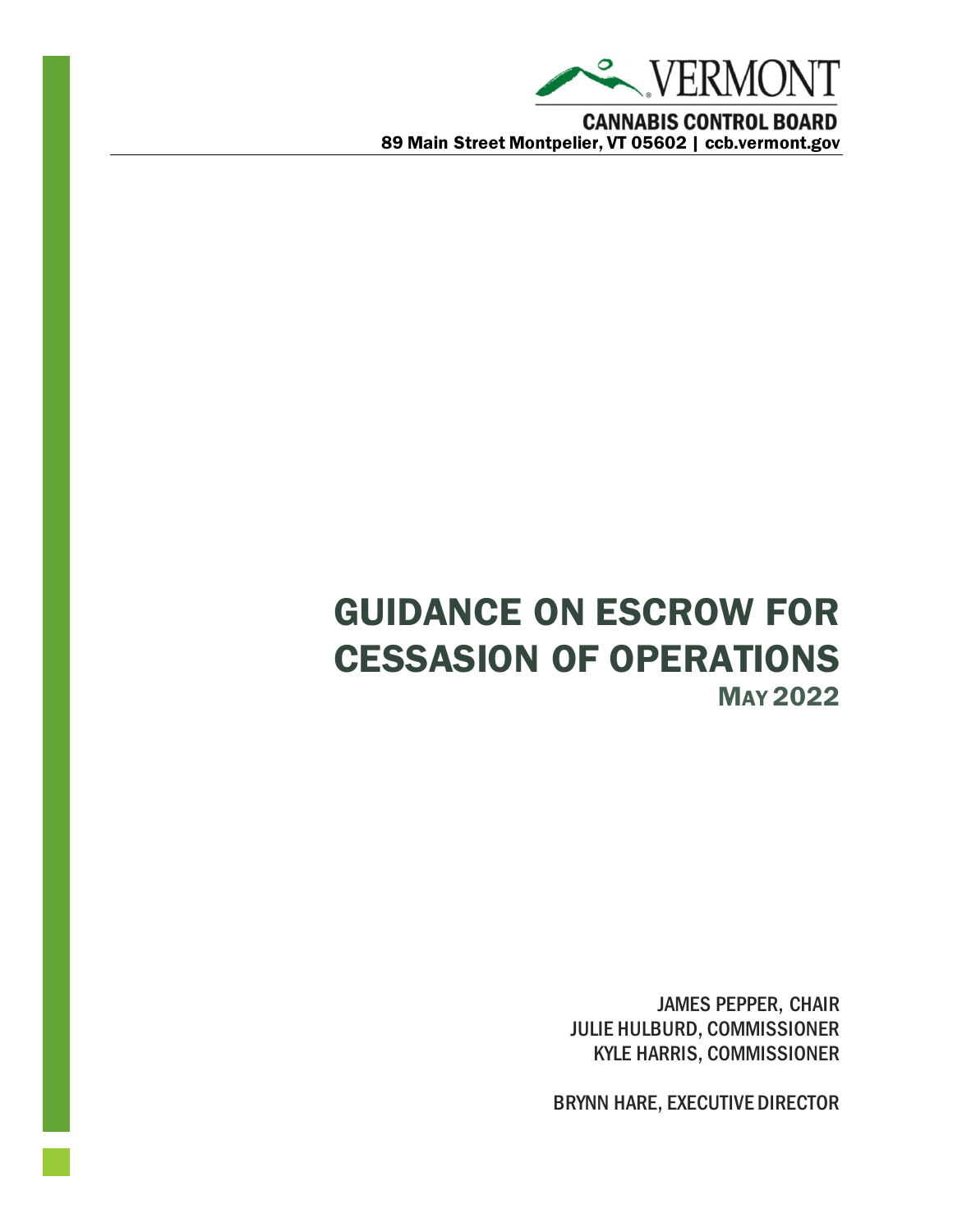VERMONT

**CANNABIS CONTROL BOARD**

**89 Main Street Montpelier, VT 05602 | ccb.vermont.gov**

# GUIDANCE ON ESCROW FOR CESSASION OF OPERATIONS

## MAY 2022

JAMES PEPPER, CHAIR

JULIE HULBURD, COMMISSIONER

KYLE HARRIS, COMMISSIONER

BRYNN HARE, EXECUTIVE DIRECTOR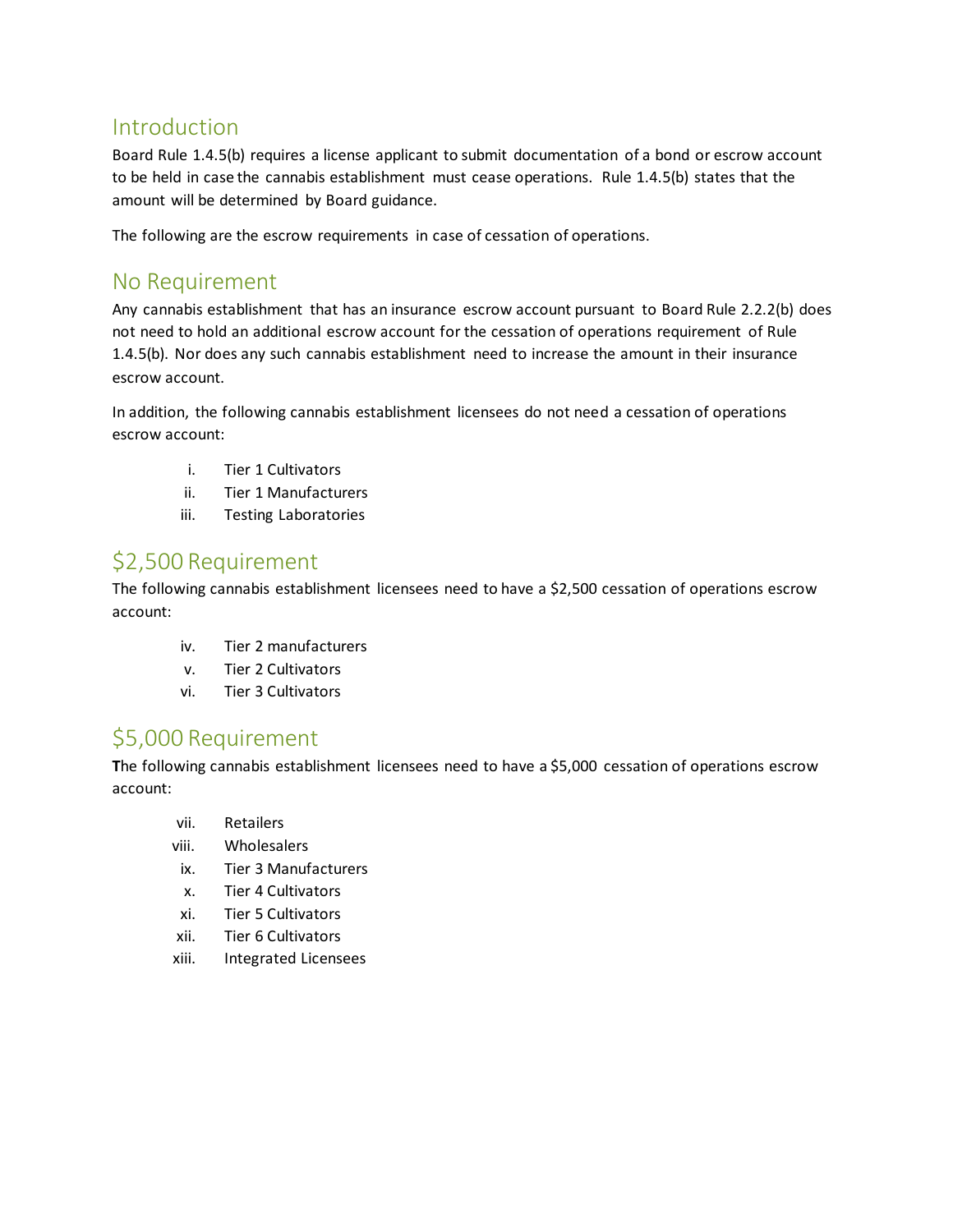## Introduction

Board Rule 1.4.5(b) requires a license applicant to submit documentation of a bond or escrow account to be held in case the cannabis establishment must cease operations. Rule 1.4.5(b) states that the amount will be determined by Board guidance.

The following are the escrow requirements in case of cessation of operations.

## No Requirement

Any cannabis establishment that has an insurance escrow account pursuant to Board Rule 2.2.2(b) does not need to hold an additional escrow account for the cessation of operations requirement of Rule 1.4.5(b). Nor does any such cannabis establishment need to increase the amount in their insurance escrow account.

In addition, the following cannabis establishment licensees do not need a cessation of operations escrow account:

i. Tier 1 Cultivators
ii. Tier 1 Manufacturers
iii. Testing Laboratories

## $2,500 Requirement

The following cannabis establishment licensees need to have a $2,500 cessation of operations escrow account:

iv. Tier 2 manufacturers
v. Tier 2 Cultivators
vi. Tier 3 Cultivators

## $5,000 Requirement

The following cannabis establishment licensees need to have a $5,000 cessation of operations escrow account:

vii. Retailers
viii. Wholesalers
ix. Tier 3 Manufacturers
x. Tier 4 Cultivators
xi. Tier 5 Cultivators
xii. Tier 6 Cultivators
xiii. Integrated Licensees